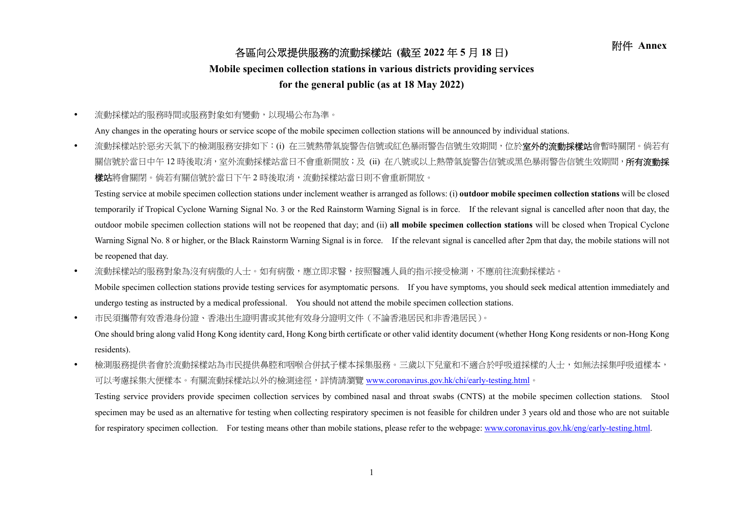附件 **Annex**

# 各區向公眾提供服務的流動採樣站 (截至 2022 年 5 月 18 日)
# Mobile specimen collection stations in various districts providing services for the general public (as at 18 May 2022)

- 流動採樣站的服務時間或服務對象如有變動，以現場公布為準。

  Any changes in the operating hours or service scope of the mobile specimen collection stations will be announced by individual stations.

- 流動採樣站於惡劣天氣下的檢測服務安排如下：(i) 在三號熱帶氣旋警告信號或紅色暴雨警告信號生效期間，位於**室外的流動採樣站**會暫時關閉。倘若有關信號於當日中午 12 時後取消，室外流動採樣站當日不會重新開放；及 (ii) 在八號或以上熱帶氣旋警告信號或黑色暴雨警告信號生效期間，**所有流動採樣站**將會關閉。倘若有關信號於當日下午 2 時後取消，流動採樣站當日則不會重新開放。

  Testing service at mobile specimen collection stations under inclement weather is arranged as follows: (i) **outdoor mobile specimen collection stations** will be closed temporarily if Tropical Cyclone Warning Signal No. 3 or the Red Rainstorm Warning Signal is in force. If the relevant signal is cancelled after noon that day, the outdoor mobile specimen collection stations will not be reopened that day; and (ii) **all mobile specimen collection stations** will be closed when Tropical Cyclone Warning Signal No. 8 or higher, or the Black Rainstorm Warning Signal is in force. If the relevant signal is cancelled after 2pm that day, the mobile stations will not be reopened that day.

- 流動採樣站的服務對象為沒有病徵的人士。如有病徵，應立即求醫，按照醫護人員的指示接受檢測，不應前往流動採樣站。

  Mobile specimen collection stations provide testing services for asymptomatic persons. If you have symptoms, you should seek medical attention immediately and undergo testing as instructed by a medical professional. You should not attend the mobile specimen collection stations.

- 市民須攜帶有效香港身份證、香港出生證明書或其他有效身分證明文件（不論香港居民和非香港居民）。

  One should bring along valid Hong Kong identity card, Hong Kong birth certificate or other valid identity document (whether Hong Kong residents or non-Hong Kong residents).

- 檢測服務提供者會於流動採樣站為市民提供鼻腔和咽喉合併拭子樣本採集服務。三歲以下兒童和不適合於呼吸道採樣的人士，如無法採集呼吸道樣本，可以考慮採集大便樣本。有關流動採樣站以外的檢測途徑，詳情請瀏覽 www.coronavirus.gov.hk/chi/early-testing.html。

  Testing service providers provide specimen collection services by combined nasal and throat swabs (CNTS) at the mobile specimen collection stations. Stool specimen may be used as an alternative for testing when collecting respiratory specimen is not feasible for children under 3 years old and those who are not suitable for respiratory specimen collection. For testing means other than mobile stations, please refer to the webpage: www.coronavirus.gov.hk/eng/early-testing.html.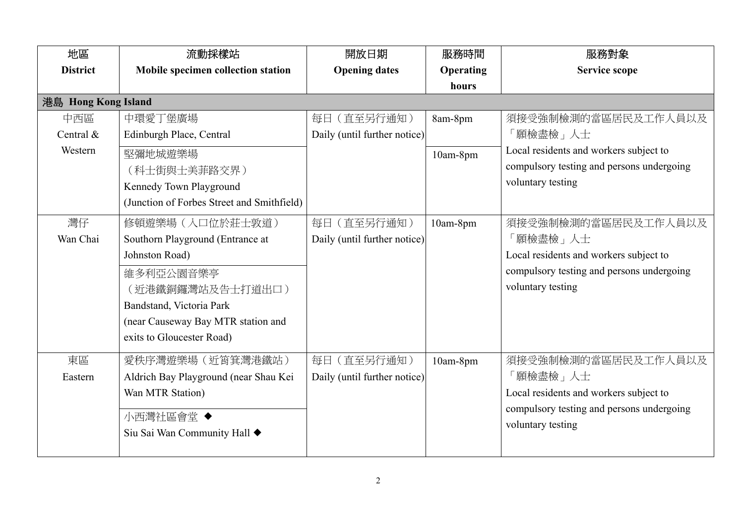| 地區<br>District | 流動採樣站<br>Mobile specimen collection station | 開放日期<br>Opening dates | 服務時間<br>Operating hours | 服務對象<br>Service scope |
|---|---|---|---|---|
| **港島 Hong Kong Island** | | | | |
| 中西區<br>Central & Western | 中環愛丁堡廣場<br>Edinburgh Place, Central | 每日（直至另行通知）<br>Daily (until further notice) | 8am-8pm | 須接受強制檢測的當區居民及工作人員以及「願檢盡檢」人士<br>Local residents and workers subject to compulsory testing and persons undergoing voluntary testing |
| | 堅彌地城遊樂場<br>（科士街與士美菲路交界）<br>Kennedy Town Playground<br>(Junction of Forbes Street and Smithfield) | | 10am-8pm | |
| 灣仔<br>Wan Chai | 修頓遊樂場（入口位於莊士敦道）<br>Southorn Playground (Entrance at Johnston Road) | 每日（直至另行通知）<br>Daily (until further notice) | 10am-8pm | 須接受強制檢測的當區居民及工作人員以及「願檢盡檢」人士<br>Local residents and workers subject to compulsory testing and persons undergoing voluntary testing |
| | 維多利亞公園音樂亭<br>（近港鐵銅鑼灣站及告士打道出口）<br>Bandstand, Victoria Park<br>(near Causeway Bay MTR station and exits to Gloucester Road) | | | |
| 東區<br>Eastern | 愛秩序灣遊樂場（近筲箕灣港鐵站）<br>Aldrich Bay Playground (near Shau Kei Wan MTR Station) | 每日（直至另行通知）<br>Daily (until further notice) | 10am-8pm | 須接受強制檢測的當區居民及工作人員以及「願檢盡檢」人士<br>Local residents and workers subject to compulsory testing and persons undergoing voluntary testing |
| | 小西灣社區會堂 ◆<br>Siu Sai Wan Community Hall ◆ | | | |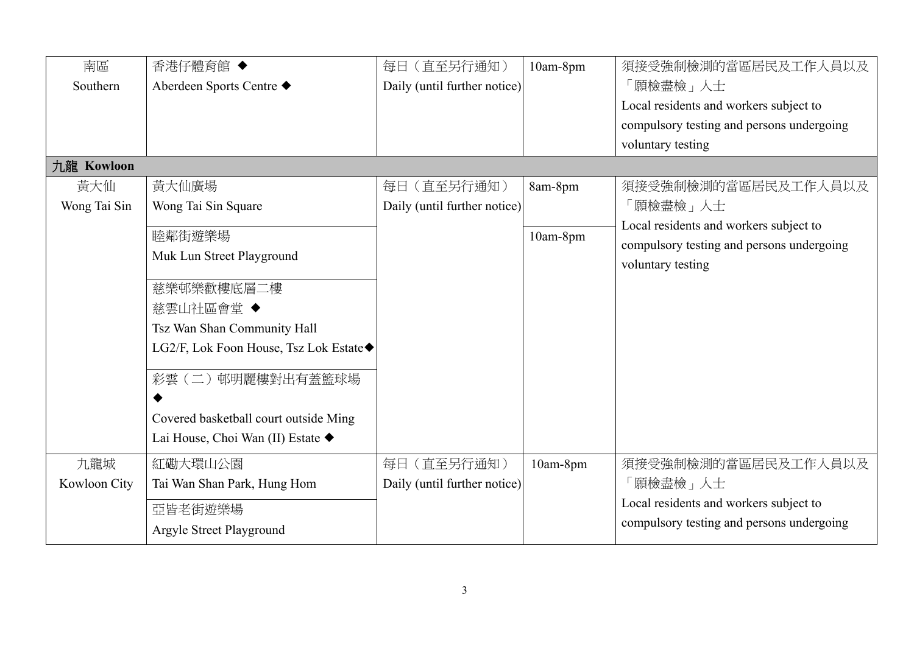| 南區<br>Southern | 香港仔體育館 ◆<br>Aberdeen Sports Centre ◆ | 每日（直至另行通知）<br>Daily (until further notice) | 10am-8pm | 須接受強制檢測的當區居民及工作人員以及「願檢盡檢」人士<br>Local residents and workers subject to compulsory testing and persons undergoing voluntary testing |
|---|---|---|---|---|
| **九龍 Kowloon** | | | | |
| 黃大仙<br>Wong Tai Sin | 黃大仙廣場<br>Wong Tai Sin Square | 每日（直至另行通知）<br>Daily (until further notice) | 8am-8pm | 須接受強制檢測的當區居民及工作人員以及「願檢盡檢」人士<br>Local residents and workers subject to compulsory testing and persons undergoing voluntary testing |
| | 睦鄰街遊樂場<br>Muk Lun Street Playground | | 10am-8pm | |
| | 慈樂邨樂歡樓底層二樓<br>慈雲山社區會堂 ◆<br>Tsz Wan Shan Community Hall<br>LG2/F, Lok Foon House, Tsz Lok Estate◆ | | | |
| | 彩雲（二）邨明麗樓對出有蓋籃球場<br>◆<br>Covered basketball court outside Ming Lai House, Choi Wan (II) Estate ◆ | | | |
| 九龍城<br>Kowloon City | 紅磡大環山公園<br>Tai Wan Shan Park, Hung Hom | 每日（直至另行通知）<br>Daily (until further notice) | 10am-8pm | 須接受強制檢測的當區居民及工作人員以及「願檢盡檢」人士<br>Local residents and workers subject to compulsory testing and persons undergoing |
| | 亞皆老街遊樂場<br>Argyle Street Playground | | | |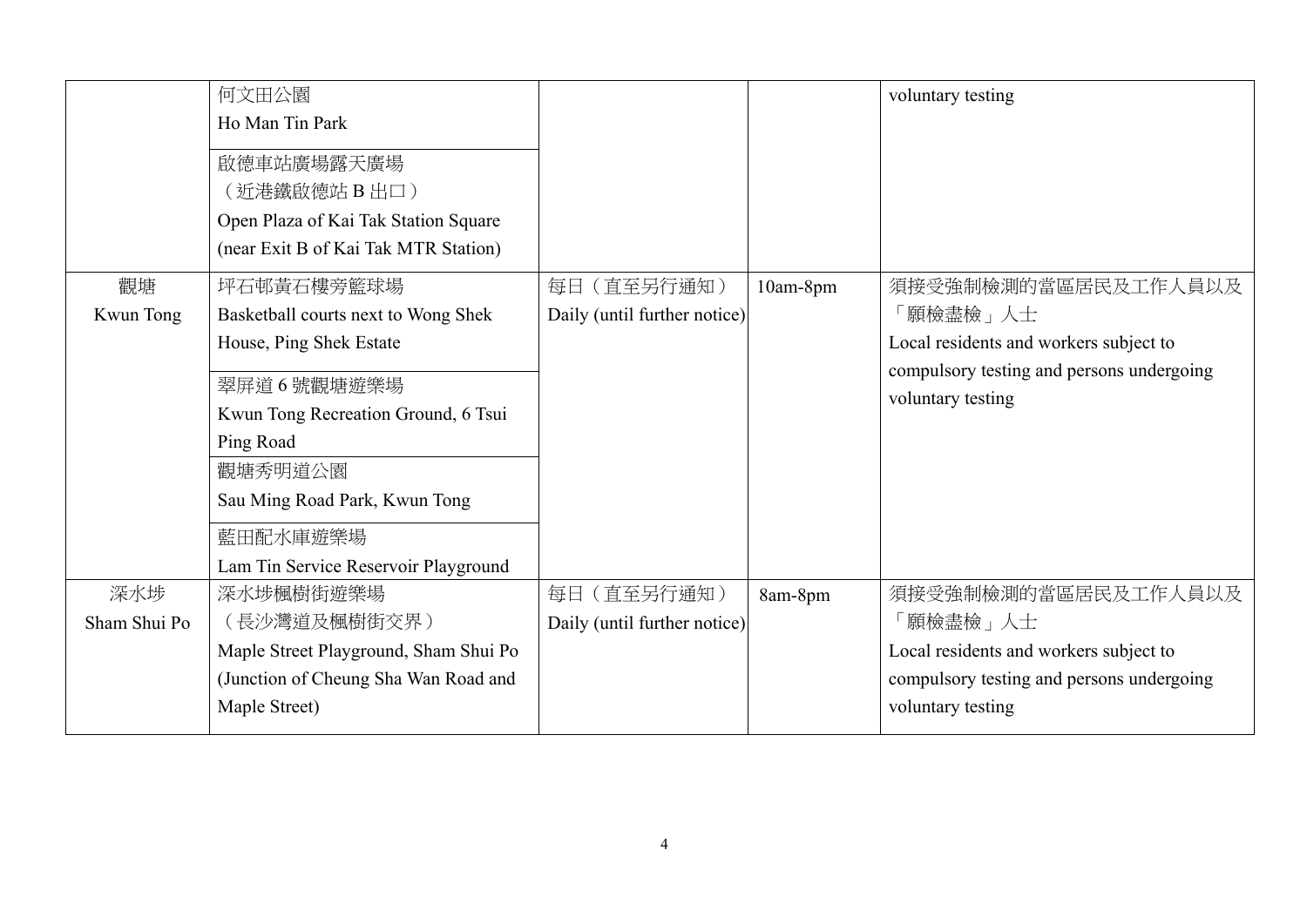| | | | | |
|---|---|---|---|---|
| | 何文田公園<br>Ho Man Tin Park | | | voluntary testing |
| | 啟德車站廣場露天廣場<br>（近港鐵啟德站 B 出口）<br>Open Plaza of Kai Tak Station Square<br>(near Exit B of Kai Tak MTR Station) | | | |
| 觀塘<br>Kwun Tong | 坪石邨黃石樓旁籃球場<br>Basketball courts next to Wong Shek House, Ping Shek Estate | 每日（直至另行通知）<br>Daily (until further notice) | 10am-8pm | 須接受強制檢測的當區居民及工作人員以及「願檢盡檢」人士<br>Local residents and workers subject to compulsory testing and persons undergoing voluntary testing |
| | 翠屏道 6 號觀塘遊樂場<br>Kwun Tong Recreation Ground, 6 Tsui Ping Road | | | |
| | 觀塘秀明道公園<br>Sau Ming Road Park, Kwun Tong | | | |
| | 藍田配水庫遊樂場<br>Lam Tin Service Reservoir Playground | | | |
| 深水埗<br>Sham Shui Po | 深水埗楓樹街遊樂場<br>（長沙灣道及楓樹街交界）<br>Maple Street Playground, Sham Shui Po<br>(Junction of Cheung Sha Wan Road and Maple Street) | 每日（直至另行通知）<br>Daily (until further notice) | 8am-8pm | 須接受強制檢測的當區居民及工作人員以及「願檢盡檢」人士<br>Local residents and workers subject to compulsory testing and persons undergoing voluntary testing |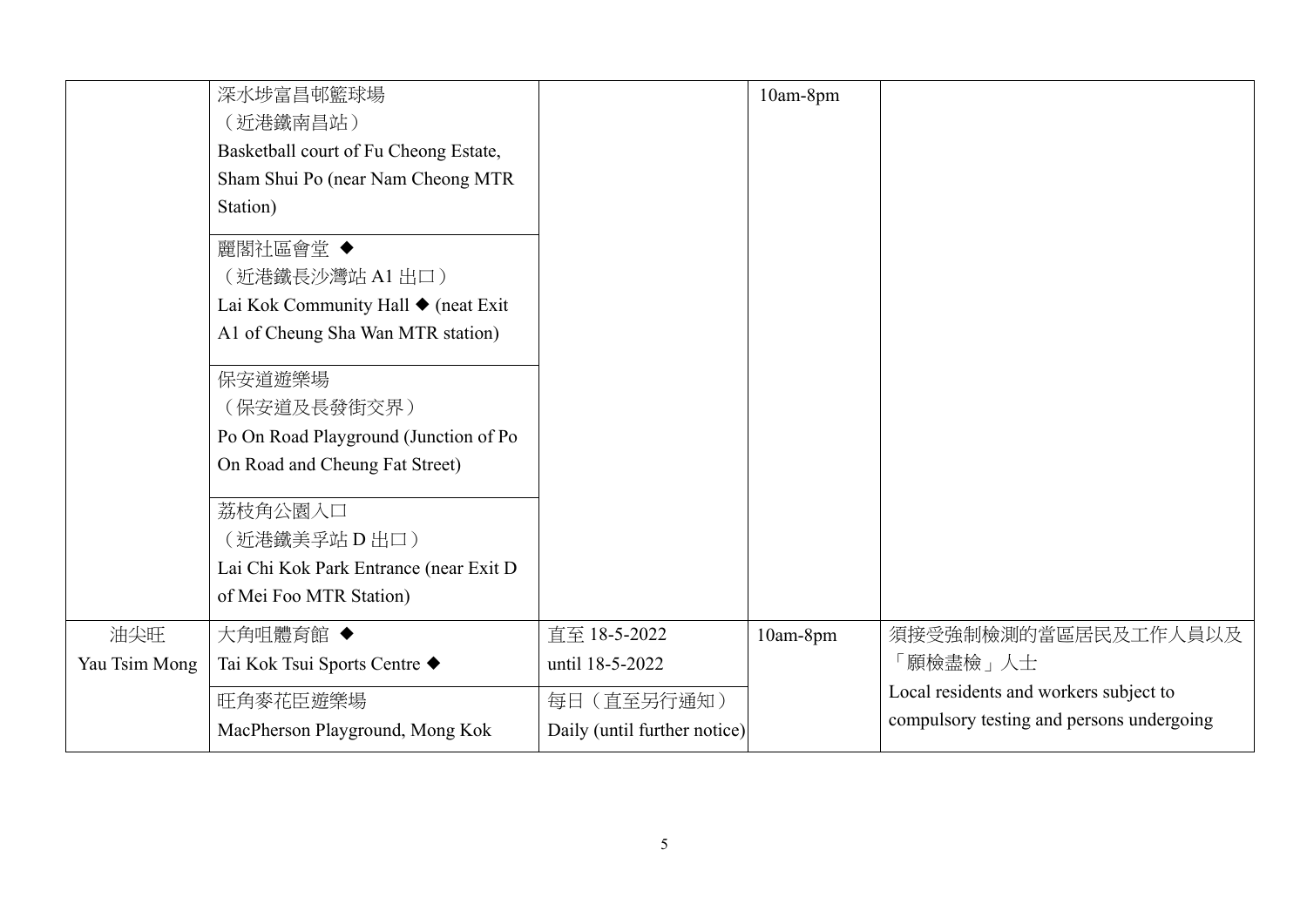| | | | | |
|---|---|---|---|---|
| | 深水埗富昌邨籃球場<br>（近港鐵南昌站）<br>Basketball court of Fu Cheong Estate, Sham Shui Po (near Nam Cheong MTR Station) | | 10am-8pm | |
| | 麗閣社區會堂 ◆<br>（近港鐵長沙灣站 A1 出口）<br>Lai Kok Community Hall ◆ (neat Exit A1 of Cheung Sha Wan MTR station) | | | |
| | 保安道遊樂場<br>（保安道及長發街交界）<br>Po On Road Playground (Junction of Po On Road and Cheung Fat Street) | | | |
| | 荔枝角公園入口<br>（近港鐵美孚站 D 出口）<br>Lai Chi Kok Park Entrance (near Exit D of Mei Foo MTR Station) | | | |
| 油尖旺<br>Yau Tsim Mong | 大角咀體育館 ◆<br>Tai Kok Tsui Sports Centre ◆ | 直至 18-5-2022<br>until 18-5-2022 | 10am-8pm | 須接受強制檢測的當區居民及工作人員以及「願檢盡檢」人士<br>Local residents and workers subject to compulsory testing and persons undergoing |
| | 旺角麥花臣遊樂場<br>MacPherson Playground, Mong Kok | 每日（直至另行通知）<br>Daily (until further notice) | | |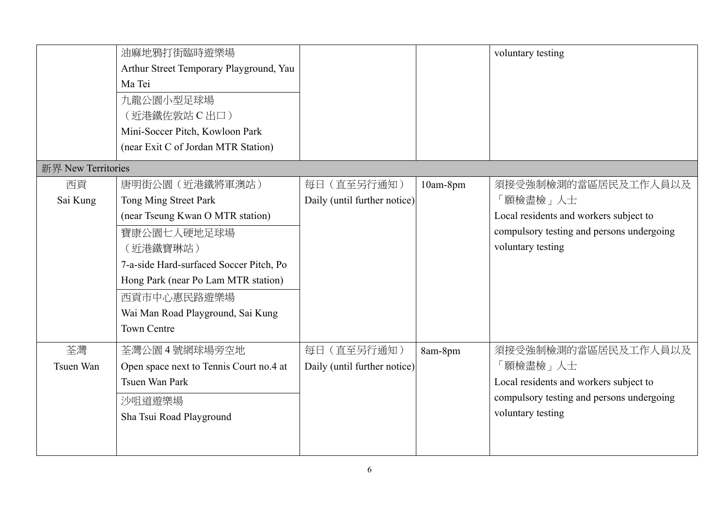| | | | | |
|---|---|---|---|---|
| | 油麻地鴉打街臨時遊樂場<br>Arthur Street Temporary Playground, Yau Ma Tei | | | voluntary testing |
| | 九龍公園小型足球場<br>（近港鐵佐敦站 C 出口）<br>Mini-Soccer Pitch, Kowloon Park<br>(near Exit C of Jordan MTR Station) | | | |
| 新界 New Territories | | | | |
| 西貢<br>Sai Kung | 唐明街公園（近港鐵將軍澳站）<br>Tong Ming Street Park<br>(near Tseung Kwan O MTR station) | 每日（直至另行通知）<br>Daily (until further notice) | 10am-8pm | 須接受強制檢測的當區居民及工作人員以及「願檢盡檢」人士<br>Local residents and workers subject to compulsory testing and persons undergoing voluntary testing |
| | 寶康公園七人硬地足球場<br>（近港鐵寶琳站）<br>7-a-side Hard-surfaced Soccer Pitch, Po Hong Park (near Po Lam MTR station) | | | |
| | 西貢市中心惠民路遊樂場<br>Wai Man Road Playground, Sai Kung Town Centre | | | |
| 荃灣<br>Tsuen Wan | 荃灣公園 4 號網球場旁空地<br>Open space next to Tennis Court no.4 at Tsuen Wan Park | 每日（直至另行通知）<br>Daily (until further notice) | 8am-8pm | 須接受強制檢測的當區居民及工作人員以及「願檢盡檢」人士<br>Local residents and workers subject to compulsory testing and persons undergoing voluntary testing |
| | 沙咀道遊樂場<br>Sha Tsui Road Playground | | | |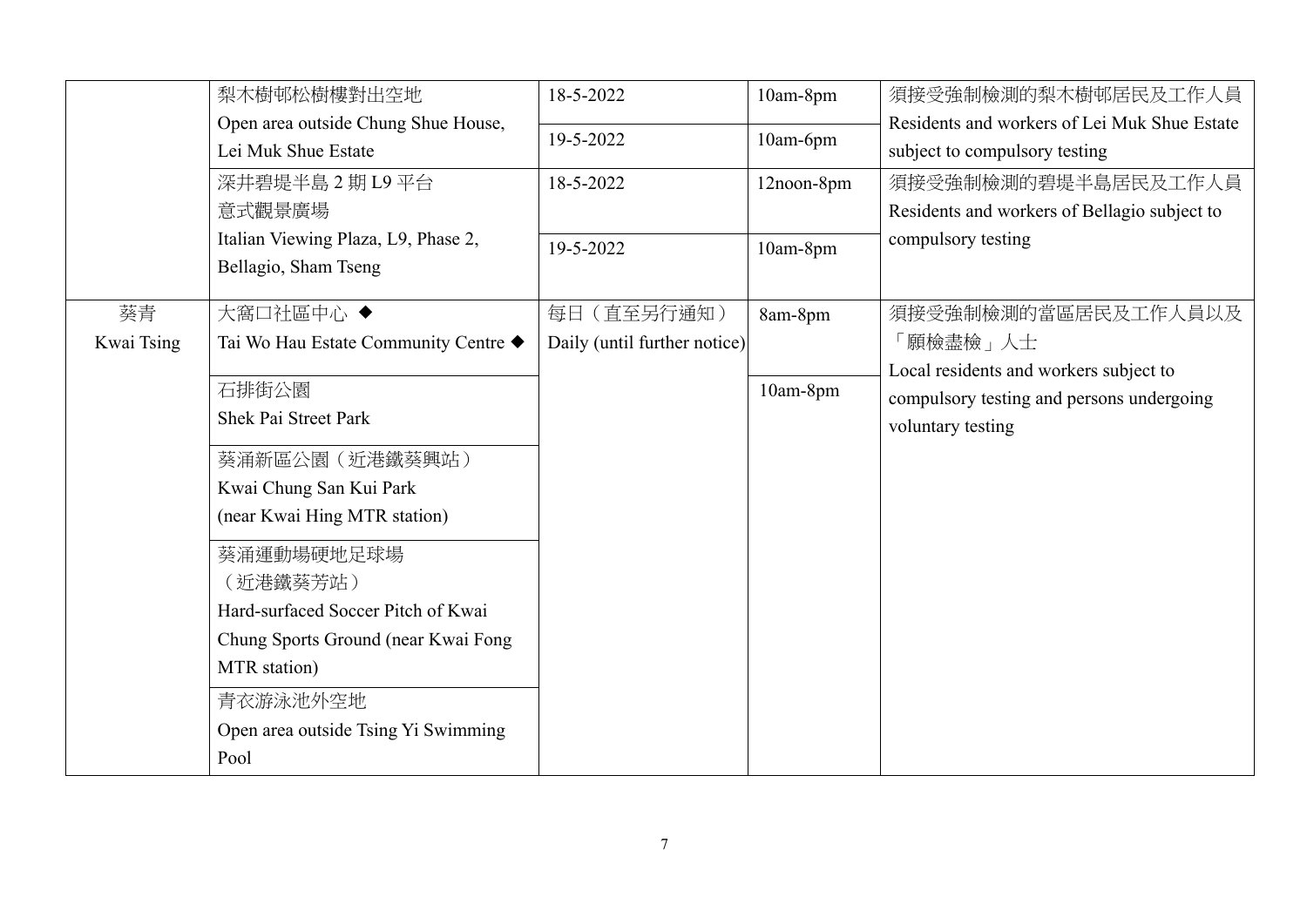| | | | | |
|---|---|---|---|---|
| | 梨木樹邨松樹樓對出空地<br>Open area outside Chung Shue House, Lei Muk Shue Estate | 18-5-2022 | 10am-8pm | 須接受強制檢測的梨木樹邨居民及工作人員<br>Residents and workers of Lei Muk Shue Estate subject to compulsory testing |
| | | 19-5-2022 | 10am-6pm | |
| | 深井碧堤半島 2 期 L9 平台<br>意式觀景廣場<br>Italian Viewing Plaza, L9, Phase 2, Bellagio, Sham Tseng | 18-5-2022 | 12noon-8pm | 須接受強制檢測的碧堤半島居民及工作人員<br>Residents and workers of Bellagio subject to compulsory testing |
| | | 19-5-2022 | 10am-8pm | |
| 葵青<br>Kwai Tsing | 大窩口社區中心 ◆<br>Tai Wo Hau Estate Community Centre ◆ | 每日（直至另行通知）<br>Daily (until further notice) | 8am-8pm | 須接受強制檢測的當區居民及工作人員以及「願檢盡檢」人士<br>Local residents and workers subject to compulsory testing and persons undergoing voluntary testing |
| | 石排街公園<br>Shek Pai Street Park | | 10am-8pm | |
| | 葵涌新區公園（近港鐵葵興站）<br>Kwai Chung San Kui Park<br>(near Kwai Hing MTR station) | | | |
| | 葵涌運動場硬地足球場<br>（近港鐵葵芳站）<br>Hard-surfaced Soccer Pitch of Kwai Chung Sports Ground (near Kwai Fong MTR station) | | | |
| | 青衣游泳池外空地<br>Open area outside Tsing Yi Swimming Pool | | | |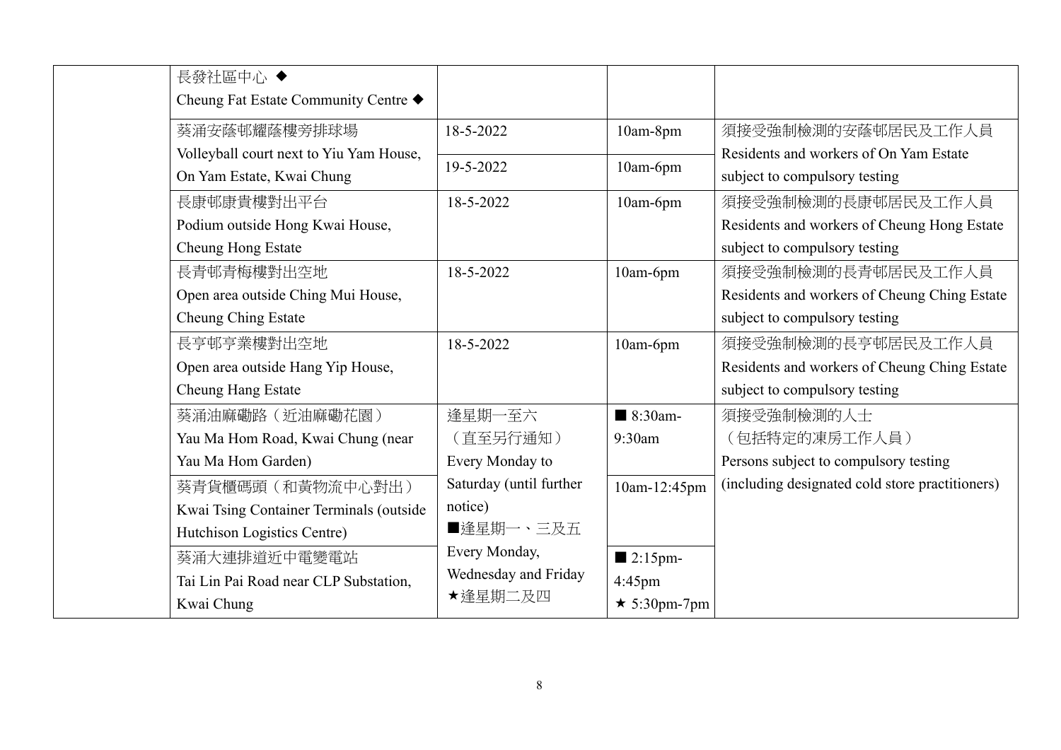| | 長發社區中心 ◆<br>Cheung Fat Estate Community Centre ◆ | | | |
|---|---|---|---|---|
| | 葵涌安蔭邨耀蔭樓旁排球場<br>Volleyball court next to Yiu Yam House, On Yam Estate, Kwai Chung | 18-5-2022<br>19-5-2022 | 10am-8pm<br>10am-6pm | 須接受強制檢測的安蔭邨居民及工作人員<br>Residents and workers of On Yam Estate subject to compulsory testing |
| | 長康邨康貴樓對出平台<br>Podium outside Hong Kwai House, Cheung Hong Estate | 18-5-2022 | 10am-6pm | 須接受強制檢測的長康邨居民及工作人員<br>Residents and workers of Cheung Hong Estate subject to compulsory testing |
| | 長青邨青梅樓對出空地<br>Open area outside Ching Mui House, Cheung Ching Estate | 18-5-2022 | 10am-6pm | 須接受強制檢測的長青邨居民及工作人員<br>Residents and workers of Cheung Ching Estate subject to compulsory testing |
| | 長亨邨亨業樓對出空地<br>Open area outside Hang Yip House, Cheung Hang Estate | 18-5-2022 | 10am-6pm | 須接受強制檢測的長亨邨居民及工作人員<br>Residents and workers of Cheung Ching Estate subject to compulsory testing |
| | 葵涌油麻磡路（近油麻磡花園）<br>Yau Ma Hom Road, Kwai Chung (near Yau Ma Hom Garden) | 逢星期一至六<br>（直至另行通知）<br>Every Monday to Saturday (until further notice)<br>■逢星期一、三及五<br>Every Monday, Wednesday and Friday<br>★逢星期二及四 | ■ 8:30am-9:30am | 須接受強制檢測的人士<br>（包括特定的凍房工作人員）<br>Persons subject to compulsory testing (including designated cold store practitioners) |
| | 葵青貨櫃碼頭（和黃物流中心對出）<br>Kwai Tsing Container Terminals (outside Hutchison Logistics Centre) | | 10am-12:45pm | |
| | 葵涌大連排道近中電變電站<br>Tai Lin Pai Road near CLP Substation, Kwai Chung | | ■ 2:15pm-4:45pm<br>★ 5:30pm-7pm | |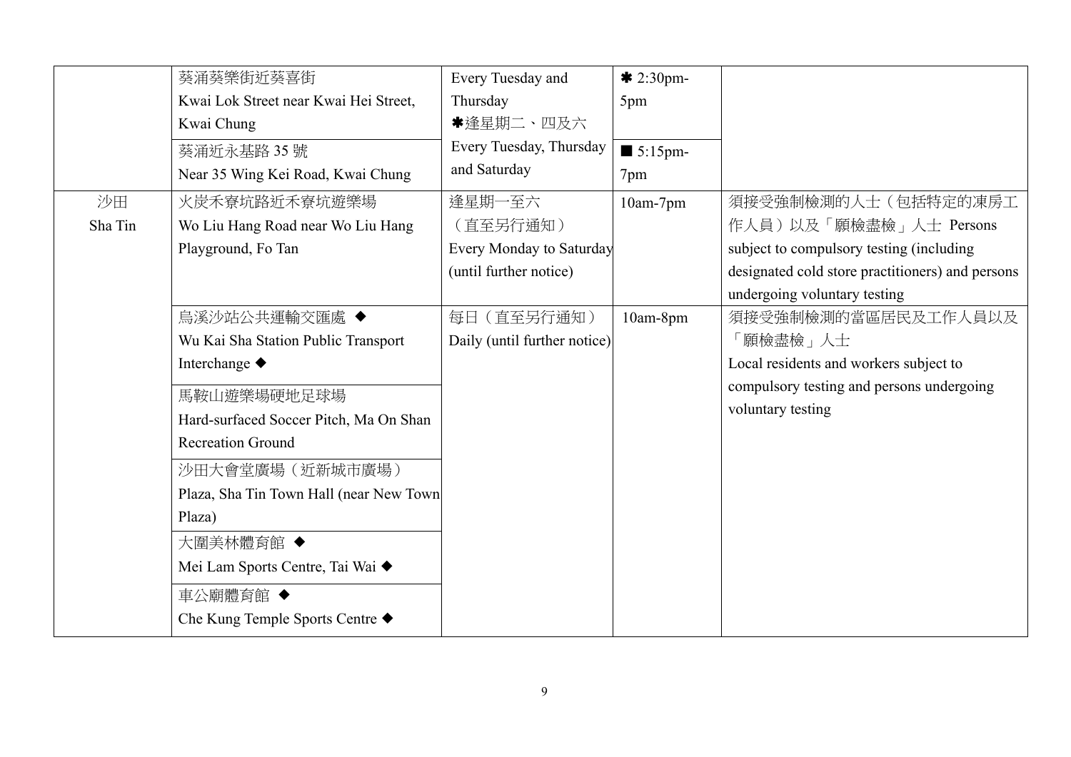| | | | | |
|---|---|---|---|---|
| | 葵涌葵樂街近葵喜街<br>Kwai Lok Street near Kwai Hei Street, Kwai Chung | Every Tuesday and Thursday | ✱ 2:30pm-5pm | |
| | 葵涌近永基路 35 號<br>Near 35 Wing Kei Road, Kwai Chung | ✱逢星期二、四及六<br>Every Tuesday, Thursday and Saturday | ■ 5:15pm-7pm | |
| 沙田<br>Sha Tin | 火炭禾寮坑路近禾寮坑遊樂場<br>Wo Liu Hang Road near Wo Liu Hang Playground, Fo Tan | 逢星期一至六<br>（直至另行通知）<br>Every Monday to Saturday (until further notice) | 10am-7pm | 須接受強制檢測的人士（包括特定的凍房工作人員）以及「願檢盡檢」人士 Persons subject to compulsory testing (including designated cold store practitioners) and persons undergoing voluntary testing |
| | 烏溪沙站公共運輸交匯處 ◆<br>Wu Kai Sha Station Public Transport Interchange ◆ | 每日（直至另行通知）<br>Daily (until further notice) | 10am-8pm | 須接受強制檢測的當區居民及工作人員以及「願檢盡檢」人士<br>Local residents and workers subject to compulsory testing and persons undergoing voluntary testing |
| | 馬鞍山遊樂場硬地足球場<br>Hard-surfaced Soccer Pitch, Ma On Shan Recreation Ground | | | |
| | 沙田大會堂廣場（近新城市廣場）<br>Plaza, Sha Tin Town Hall (near New Town Plaza) | | | |
| | 大圍美林體育館 ◆<br>Mei Lam Sports Centre, Tai Wai ◆ | | | |
| | 車公廟體育館 ◆<br>Che Kung Temple Sports Centre ◆ | | | |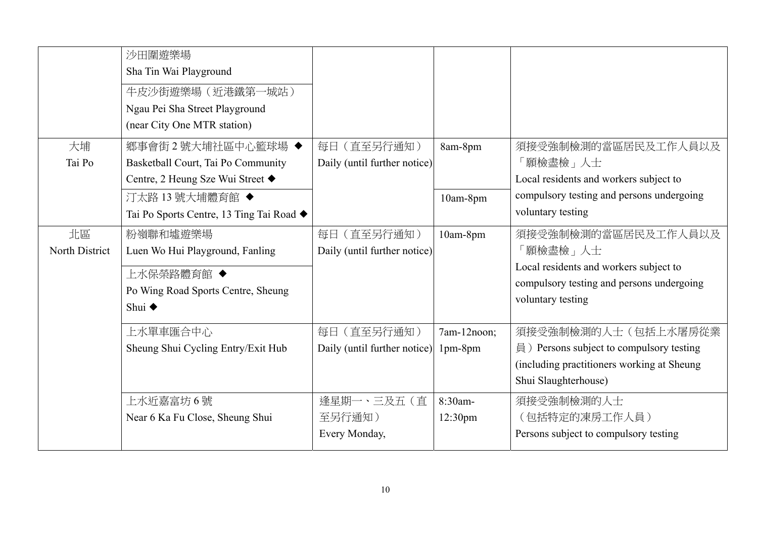| | | | | |
|---|---|---|---|---|
| | 沙田圍遊樂場<br>Sha Tin Wai Playground | | | |
| | 牛皮沙街遊樂場（近港鐵第一城站）<br>Ngau Pei Sha Street Playground<br>(near City One MTR station) | | | |
| 大埔<br>Tai Po | 鄉事會街 2 號大埔社區中心籃球場 ◆<br>Basketball Court, Tai Po Community Centre, 2 Heung Sze Wui Street ◆ | 每日（直至另行通知）<br>Daily (until further notice) | 8am-8pm | 須接受強制檢測的當區居民及工作人員以及「願檢盡檢」人士<br>Local residents and workers subject to compulsory testing and persons undergoing voluntary testing |
| | 汀太路 13 號大埔體育館 ◆<br>Tai Po Sports Centre, 13 Ting Tai Road ◆ | | 10am-8pm | |
| 北區<br>North District | 粉嶺聯和墟遊樂場<br>Luen Wo Hui Playground, Fanling | 每日（直至另行通知）<br>Daily (until further notice) | 10am-8pm | 須接受強制檢測的當區居民及工作人員以及「願檢盡檢」人士<br>Local residents and workers subject to compulsory testing and persons undergoing voluntary testing |
| | 上水保榮路體育館 ◆<br>Po Wing Road Sports Centre, Sheung Shui ◆ | | | |
| | 上水單車匯合中心<br>Sheung Shui Cycling Entry/Exit Hub | 每日（直至另行通知）<br>Daily (until further notice) | 7am-12noon;<br>1pm-8pm | 須接受強制檢測的人士（包括上水屠房從業員）Persons subject to compulsory testing (including practitioners working at Sheung Shui Slaughterhouse) |
| | 上水近嘉富坊 6 號<br>Near 6 Ka Fu Close, Sheung Shui | 逢星期一、三及五（直至另行通知）<br>Every Monday, | 8:30am-<br>12:30pm | 須接受強制檢測的人士<br>（包括特定的凍房工作人員）<br>Persons subject to compulsory testing |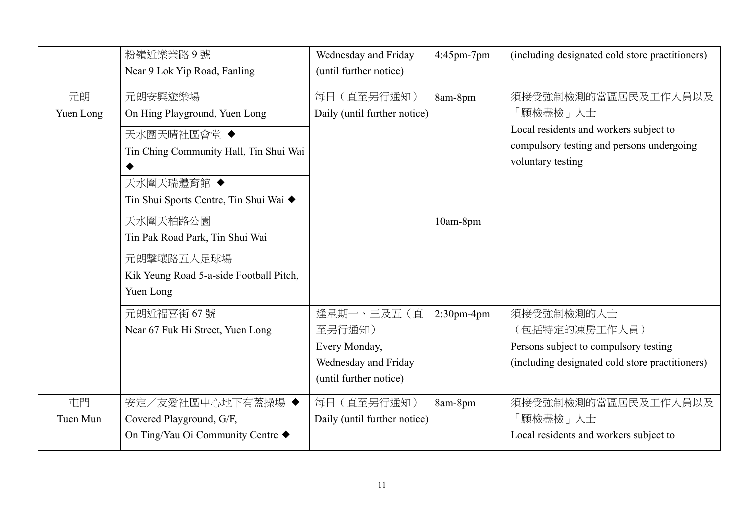| | | | | |
|---|---|---|---|---|
| | 粉嶺近樂業路 9 號<br>Near 9 Lok Yip Road, Fanling | Wednesday and Friday<br>(until further notice) | 4:45pm-7pm | (including designated cold store practitioners) |
| 元朗<br>Yuen Long | 元朗安興遊樂場<br>On Hing Playground, Yuen Long | 每日（直至另行通知）<br>Daily (until further notice) | 8am-8pm | 須接受強制檢測的當區居民及工作人員以及「願檢盡檢」人士<br>Local residents and workers subject to compulsory testing and persons undergoing voluntary testing |
| | 天水圍天晴社區會堂 ◆<br>Tin Ching Community Hall, Tin Shui Wai ◆ | | | |
| | 天水圍天瑞體育館 ◆<br>Tin Shui Sports Centre, Tin Shui Wai ◆ | | | |
| | 天水圍天柏路公園<br>Tin Pak Road Park, Tin Shui Wai | | 10am-8pm | |
| | 元朗擊壤路五人足球場<br>Kik Yeung Road 5-a-side Football Pitch, Yuen Long | | | |
| | 元朗近福喜街 67 號<br>Near 67 Fuk Hi Street, Yuen Long | 逢星期一、三及五（直至另行通知）<br>Every Monday, Wednesday and Friday (until further notice) | 2:30pm-4pm | 須接受強制檢測的人士<br>（包括特定的凍房工作人員）<br>Persons subject to compulsory testing (including designated cold store practitioners) |
| 屯門<br>Tuen Mun | 安定／友愛社區中心地下有蓋操場 ◆<br>Covered Playground, G/F, On Ting/Yau Oi Community Centre ◆ | 每日（直至另行通知）<br>Daily (until further notice) | 8am-8pm | 須接受強制檢測的當區居民及工作人員以及「願檢盡檢」人士<br>Local residents and workers subject to |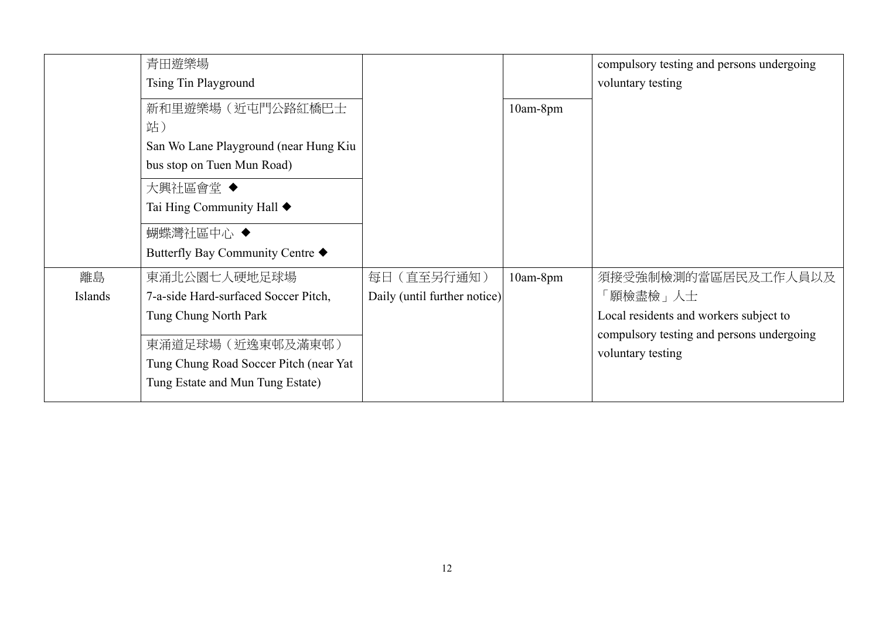| | | | | |
|---|---|---|---|---|
| | 青田遊樂場<br>Tsing Tin Playground | | | compulsory testing and persons undergoing voluntary testing |
| | 新和里遊樂場（近屯門公路紅橋巴士站）<br>San Wo Lane Playground (near Hung Kiu bus stop on Tuen Mun Road) | | 10am-8pm | |
| | 大興社區會堂 ◆<br>Tai Hing Community Hall ◆ | | | |
| | 蝴蝶灣社區中心 ◆<br>Butterfly Bay Community Centre ◆ | | | |
| 離島<br>Islands | 東涌北公園七人硬地足球場<br>7-a-side Hard-surfaced Soccer Pitch, Tung Chung North Park | 每日（直至另行通知）<br>Daily (until further notice) | 10am-8pm | 須接受強制檢測的當區居民及工作人員以及「願檢盡檢」人士<br>Local residents and workers subject to compulsory testing and persons undergoing voluntary testing |
| | 東涌道足球場（近逸東邨及滿東邨）<br>Tung Chung Road Soccer Pitch (near Yat Tung Estate and Mun Tung Estate) | | | |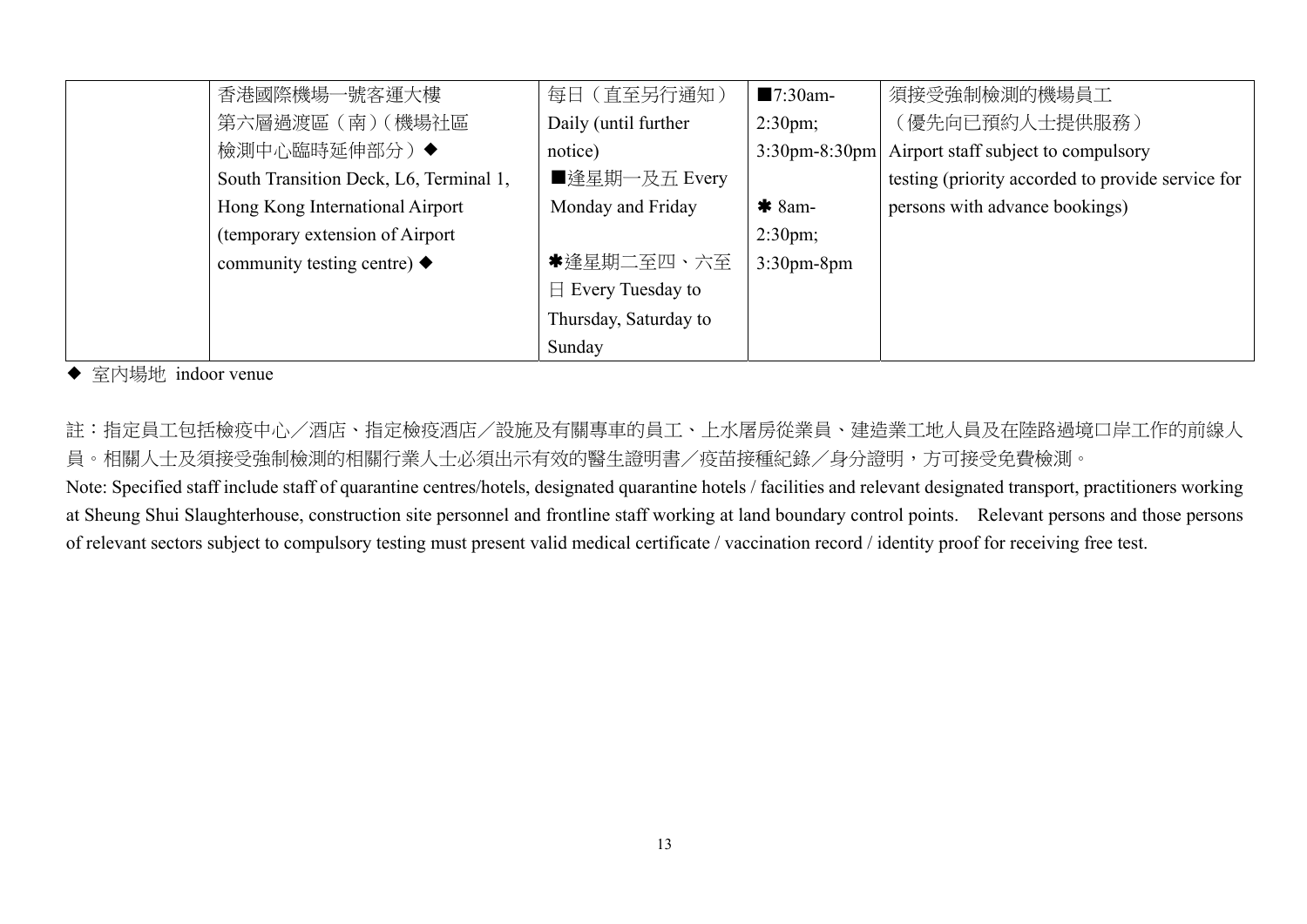| | | | | |
|---|---|---|---|---|
| | 香港國際機場一號客運大樓第六層過渡區（南）（機場社區檢測中心臨時延伸部分）◆ South Transition Deck, L6, Terminal 1, Hong Kong International Airport (temporary extension of Airport community testing centre) ◆ | 每日（直至另行通知） Daily (until further notice) ■逢星期一及五 Every Monday and Friday ✱逢星期二至四、六至日 Every Tuesday to Thursday, Saturday to Sunday | ■7:30am-2:30pm; 3:30pm-8:30pm ✱ 8am-2:30pm; 3:30pm-8pm | 須接受強制檢測的機場員工（優先向已預約人士提供服務） Airport staff subject to compulsory testing (priority accorded to provide service for persons with advance bookings) |

◆ 室內場地 indoor venue

註：指定員工包括檢疫中心／酒店、指定檢疫酒店／設施及有關專車的員工、上水屠房從業員、建造業工地人員及在陸路過境口岸工作的前線人員。相關人士及須接受強制檢測的相關行業人士必須出示有效的醫生證明書／疫苗接種紀錄／身分證明，方可接受免費檢測。

Note: Specified staff include staff of quarantine centres/hotels, designated quarantine hotels / facilities and relevant designated transport, practitioners working at Sheung Shui Slaughterhouse, construction site personnel and frontline staff working at land boundary control points. Relevant persons and those persons of relevant sectors subject to compulsory testing must present valid medical certificate / vaccination record / identity proof for receiving free test.